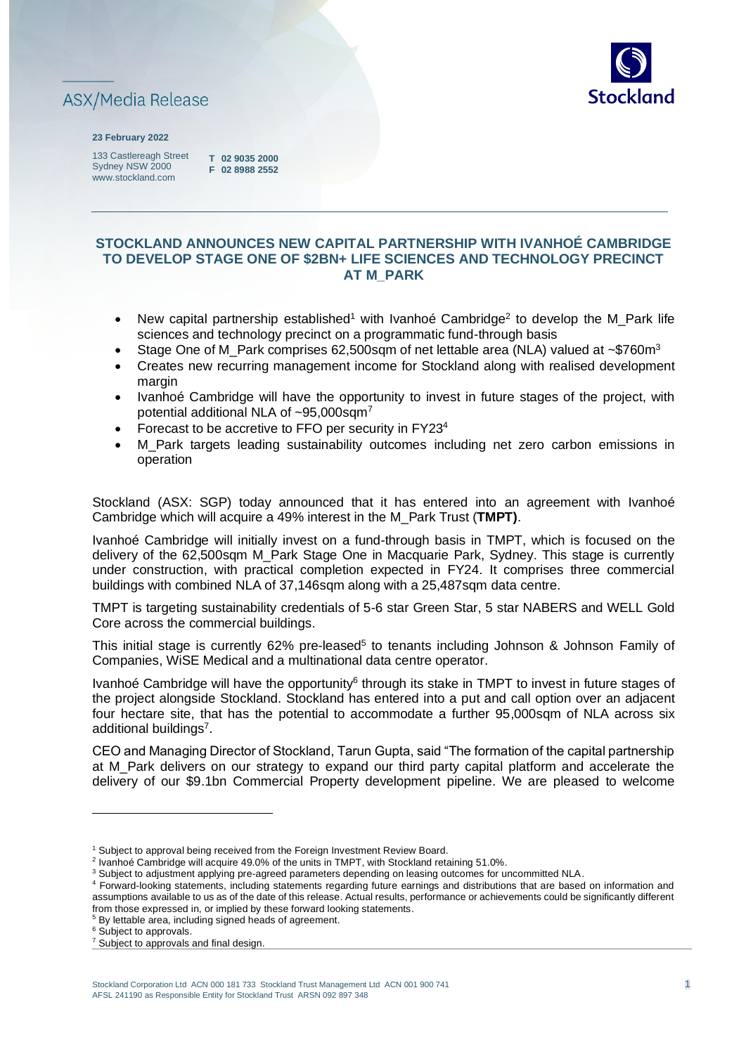ASX/Media Release

**23 February 2022**

133 Castlereagh Street
Sydney NSW 2000
www.stockland.com

**T 02 9035 2000**
**F 02 8988 2552**

# STOCKLAND ANNOUNCES NEW CAPITAL PARTNERSHIP WITH IVANHOÉ CAMBRIDGE TO DEVELOP STAGE ONE OF $2BN+ LIFE SCIENCES AND TECHNOLOGY PRECINCT AT M_PARK

- New capital partnership established[1] with Ivanhoé Cambridge[2] to develop the M_Park life sciences and technology precinct on a programmatic fund-through basis
- Stage One of M_Park comprises 62,500sqm of net lettable area (NLA) valued at ~$760m[3]
- Creates new recurring management income for Stockland along with realised development margin
- Ivanhoé Cambridge will have the opportunity to invest in future stages of the project, with potential additional NLA of ~95,000sqm[7]
- Forecast to be accretive to FFO per security in FY23[4]
- M_Park targets leading sustainability outcomes including net zero carbon emissions in operation

Stockland (ASX: SGP) today announced that it has entered into an agreement with Ivanhoé Cambridge which will acquire a 49% interest in the M_Park Trust (**TMPT)**.

Ivanhoé Cambridge will initially invest on a fund-through basis in TMPT, which is focused on the delivery of the 62,500sqm M_Park Stage One in Macquarie Park, Sydney. This stage is currently under construction, with practical completion expected in FY24. It comprises three commercial buildings with combined NLA of 37,146sqm along with a 25,487sqm data centre.

TMPT is targeting sustainability credentials of 5-6 star Green Star, 5 star NABERS and WELL Gold Core across the commercial buildings.

This initial stage is currently 62% pre-leased[5] to tenants including Johnson & Johnson Family of Companies, WiSE Medical and a multinational data centre operator.

Ivanhoé Cambridge will have the opportunity[6] through its stake in TMPT to invest in future stages of the project alongside Stockland. Stockland has entered into a put and call option over an adjacent four hectare site, that has the potential to accommodate a further 95,000sqm of NLA across six additional buildings[7].

CEO and Managing Director of Stockland, Tarun Gupta, said "The formation of the capital partnership at M_Park delivers on our strategy to expand our third party capital platform and accelerate the delivery of our $9.1bn Commercial Property development pipeline. We are pleased to welcome

---

[1] Subject to approval being received from the Foreign Investment Review Board.
[2] Ivanhoé Cambridge will acquire 49.0% of the units in TMPT, with Stockland retaining 51.0%.
[3] Subject to adjustment applying pre-agreed parameters depending on leasing outcomes for uncommitted NLA.
[4] Forward-looking statements, including statements regarding future earnings and distributions that are based on information and assumptions available to us as of the date of this release. Actual results, performance or achievements could be significantly different from those expressed in, or implied by these forward looking statements.
[5] By lettable area, including signed heads of agreement.
[6] Subject to approvals.
[7] Subject to approvals and final design.

Stockland Corporation Ltd ACN 000 181 733 Stockland Trust Management Ltd ACN 001 900 741
AFSL 241190 as Responsible Entity for Stockland Trust ARSN 092 897 348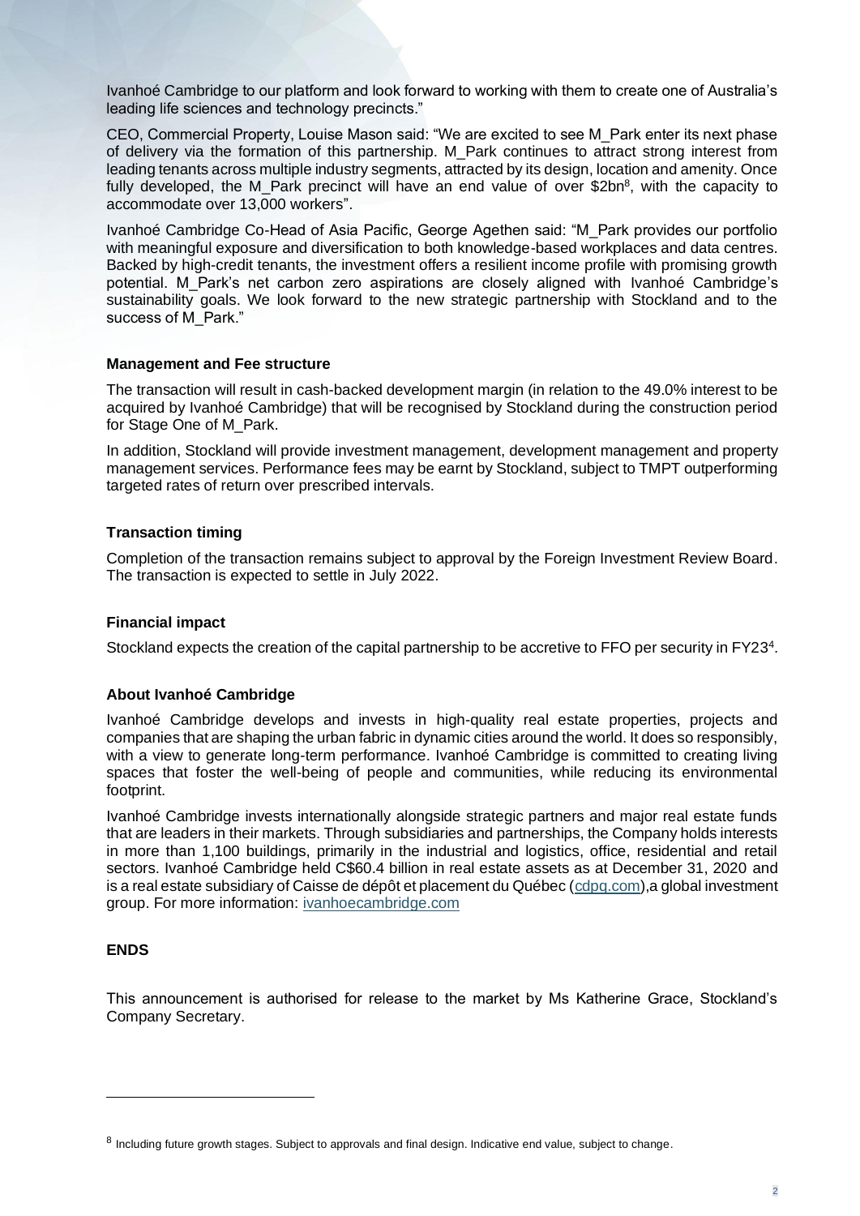Ivanhoé Cambridge to our platform and look forward to working with them to create one of Australia's leading life sciences and technology precincts."

CEO, Commercial Property, Louise Mason said: "We are excited to see M_Park enter its next phase of delivery via the formation of this partnership. M_Park continues to attract strong interest from leading tenants across multiple industry segments, attracted by its design, location and amenity. Once fully developed, the M_Park precinct will have an end value of over $2bn[8], with the capacity to accommodate over 13,000 workers".

Ivanhoé Cambridge Co-Head of Asia Pacific, George Agethen said: "M_Park provides our portfolio with meaningful exposure and diversification to both knowledge-based workplaces and data centres. Backed by high-credit tenants, the investment offers a resilient income profile with promising growth potential. M_Park's net carbon zero aspirations are closely aligned with Ivanhoé Cambridge's sustainability goals. We look forward to the new strategic partnership with Stockland and to the success of M_Park."

**Management and Fee structure**

The transaction will result in cash-backed development margin (in relation to the 49.0% interest to be acquired by Ivanhoé Cambridge) that will be recognised by Stockland during the construction period for Stage One of M_Park.

In addition, Stockland will provide investment management, development management and property management services. Performance fees may be earnt by Stockland, subject to TMPT outperforming targeted rates of return over prescribed intervals.

**Transaction timing**

Completion of the transaction remains subject to approval by the Foreign Investment Review Board. The transaction is expected to settle in July 2022.

**Financial impact**

Stockland expects the creation of the capital partnership to be accretive to FFO per security in FY23[4].

**About Ivanhoé Cambridge**

Ivanhoé Cambridge develops and invests in high-quality real estate properties, projects and companies that are shaping the urban fabric in dynamic cities around the world. It does so responsibly, with a view to generate long-term performance. Ivanhoé Cambridge is committed to creating living spaces that foster the well-being of people and communities, while reducing its environmental footprint.

Ivanhoé Cambridge invests internationally alongside strategic partners and major real estate funds that are leaders in their markets. Through subsidiaries and partnerships, the Company holds interests in more than 1,100 buildings, primarily in the industrial and logistics, office, residential and retail sectors. Ivanhoé Cambridge held C$60.4 billion in real estate assets as at December 31, 2020 and is a real estate subsidiary of Caisse de dépôt et placement du Québec (cdpq.com),a global investment group. For more information: ivanhoecambridge.com

**ENDS**

This announcement is authorised for release to the market by Ms Katherine Grace, Stockland's Company Secretary.

---

[8] Including future growth stages. Subject to approvals and final design. Indicative end value, subject to change.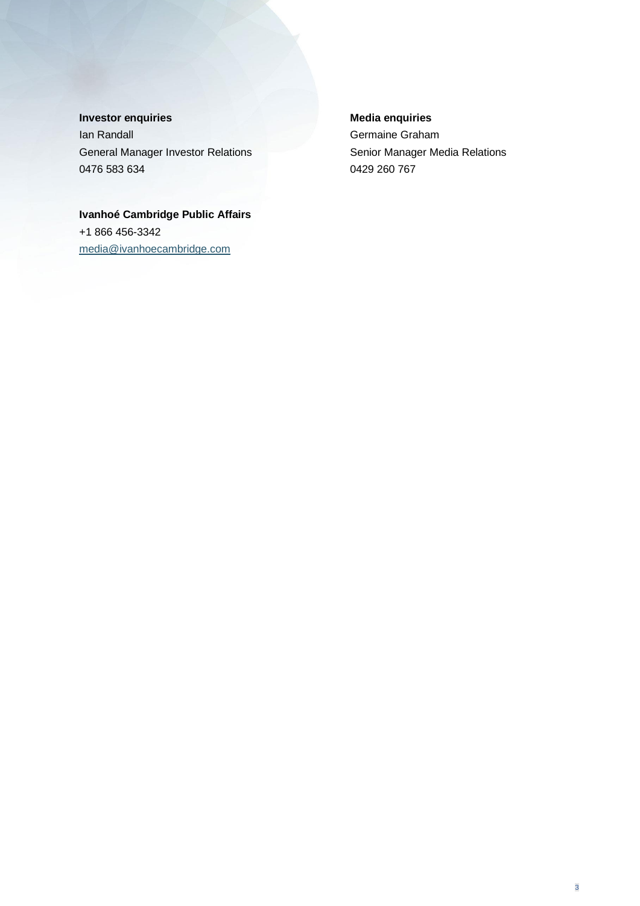**Investor enquiries**
Ian Randall
General Manager Investor Relations
0476 583 634

**Media enquiries**
Germaine Graham
Senior Manager Media Relations
0429 260 767

**Ivanhoé Cambridge Public Affairs**
+1 866 456-3342
media@ivanhoecambridge.com